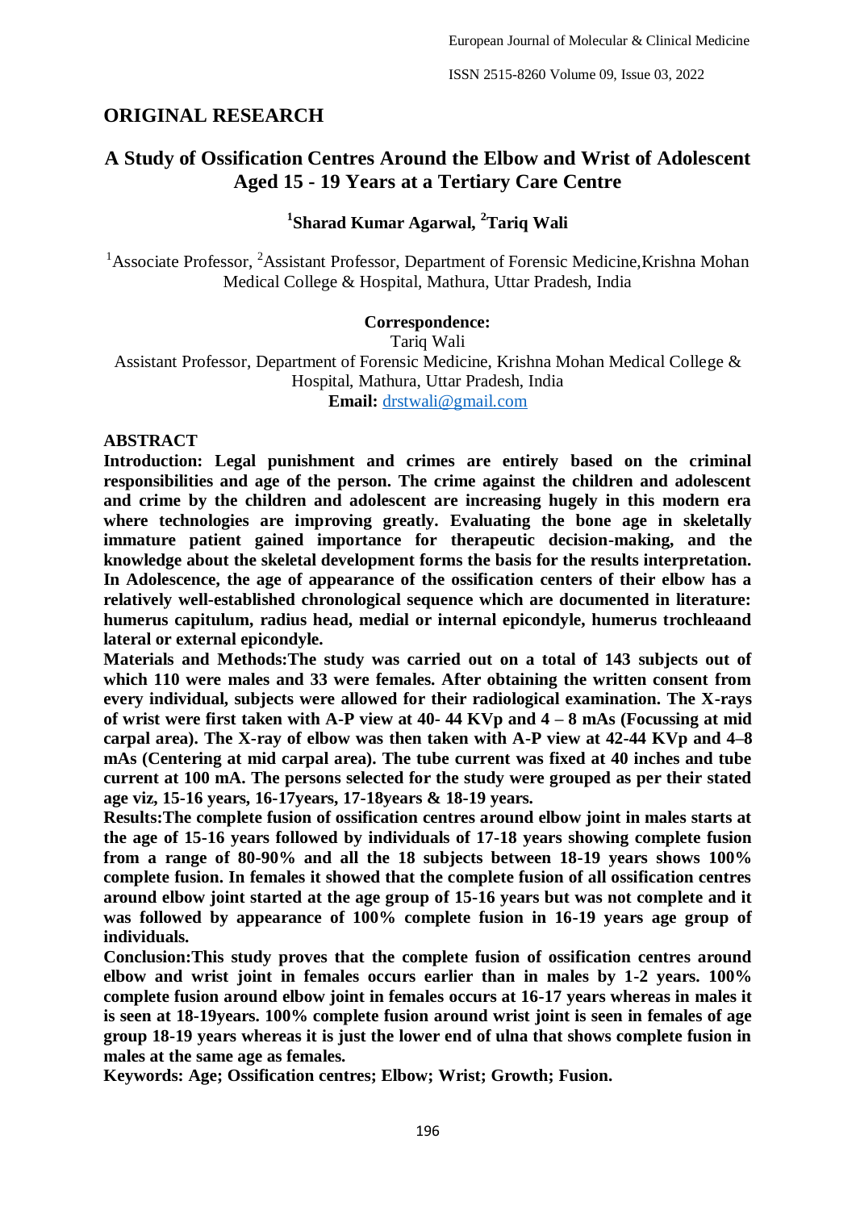## ORIGINAL RESEARCH

# A Study of Ossification Centres Around the Elbow and Wrist of Adolescent Aged 15 - 19 Years at a Tertiary Care Centre

### [1]Sharad Kumar Agarwal, [2]Tariq Wali

[1]Associate Professor, [2]Assistant Professor, Department of Forensic Medicine,Krishna Mohan Medical College & Hospital, Mathura, Uttar Pradesh, India

**Correspondence:**
Tariq Wali
Assistant Professor, Department of Forensic Medicine, Krishna Mohan Medical College & Hospital, Mathura, Uttar Pradesh, India
**Email:** drstwali@gmail.com

## ABSTRACT

**Introduction: Legal punishment and crimes are entirely based on the criminal responsibilities and age of the person. The crime against the children and adolescent and crime by the children and adolescent are increasing hugely in this modern era where technologies are improving greatly. Evaluating the bone age in skeletally immature patient gained importance for therapeutic decision-making, and the knowledge about the skeletal development forms the basis for the results interpretation. In Adolescence, the age of appearance of the ossification centers of their elbow has a relatively well-established chronological sequence which are documented in literature: humerus capitulum, radius head, medial or internal epicondyle, humerus trochleaand lateral or external epicondyle.**

**Materials and Methods:The study was carried out on a total of 143 subjects out of which 110 were males and 33 were females. After obtaining the written consent from every individual, subjects were allowed for their radiological examination. The X-rays of wrist were first taken with A-P view at 40- 44 KVp and 4 – 8 mAs (Focussing at mid carpal area). The X-ray of elbow was then taken with A-P view at 42-44 KVp and 4–8 mAs (Centering at mid carpal area). The tube current was fixed at 40 inches and tube current at 100 mA. The persons selected for the study were grouped as per their stated age viz, 15-16 years, 16-17years, 17-18years & 18-19 years.**

**Results:The complete fusion of ossification centres around elbow joint in males starts at the age of 15-16 years followed by individuals of 17-18 years showing complete fusion from a range of 80-90% and all the 18 subjects between 18-19 years shows 100% complete fusion. In females it showed that the complete fusion of all ossification centres around elbow joint started at the age group of 15-16 years but was not complete and it was followed by appearance of 100% complete fusion in 16-19 years age group of individuals.**

**Conclusion:This study proves that the complete fusion of ossification centres around elbow and wrist joint in females occurs earlier than in males by 1-2 years. 100% complete fusion around elbow joint in females occurs at 16-17 years whereas in males it is seen at 18-19years. 100% complete fusion around wrist joint is seen in females of age group 18-19 years whereas it is just the lower end of ulna that shows complete fusion in males at the same age as females.**

**Keywords: Age; Ossification centres; Elbow; Wrist; Growth; Fusion.**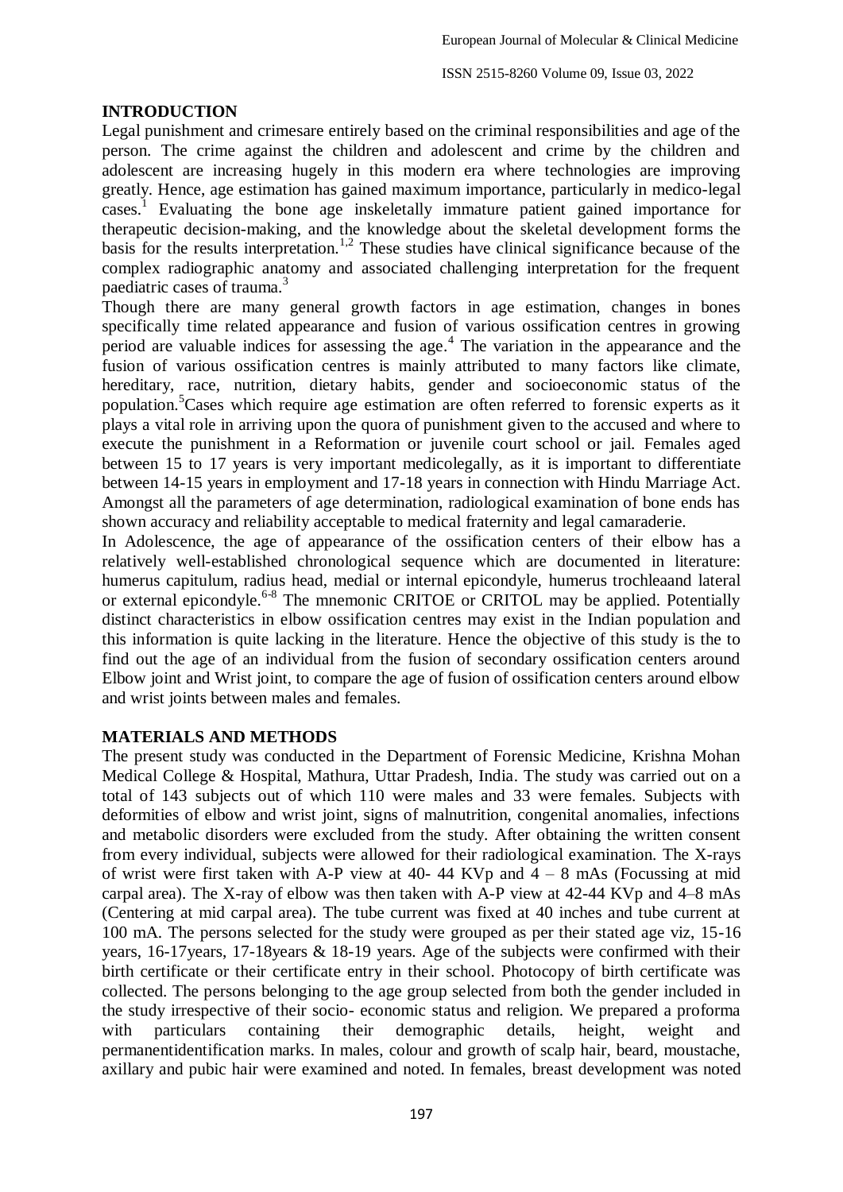## INTRODUCTION

Legal punishment and crimesare entirely based on the criminal responsibilities and age of the person. The crime against the children and adolescent and crime by the children and adolescent are increasing hugely in this modern era where technologies are improving greatly. Hence, age estimation has gained maximum importance, particularly in medico-legal cases.[1] Evaluating the bone age inskeletally immature patient gained importance for therapeutic decision-making, and the knowledge about the skeletal development forms the basis for the results interpretation.[1,2] These studies have clinical significance because of the complex radiographic anatomy and associated challenging interpretation for the frequent paediatric cases of trauma.[3]

Though there are many general growth factors in age estimation, changes in bones specifically time related appearance and fusion of various ossification centres in growing period are valuable indices for assessing the age.[4] The variation in the appearance and the fusion of various ossification centres is mainly attributed to many factors like climate, hereditary, race, nutrition, dietary habits, gender and socioeconomic status of the population.[5]Cases which require age estimation are often referred to forensic experts as it plays a vital role in arriving upon the quora of punishment given to the accused and where to execute the punishment in a Reformation or juvenile court school or jail. Females aged between 15 to 17 years is very important medicolegally, as it is important to differentiate between 14-15 years in employment and 17-18 years in connection with Hindu Marriage Act. Amongst all the parameters of age determination, radiological examination of bone ends has shown accuracy and reliability acceptable to medical fraternity and legal camaraderie.

In Adolescence, the age of appearance of the ossification centers of their elbow has a relatively well-established chronological sequence which are documented in literature: humerus capitulum, radius head, medial or internal epicondyle, humerus trochleaand lateral or external epicondyle.[6-8] The mnemonic CRITOE or CRITOL may be applied. Potentially distinct characteristics in elbow ossification centres may exist in the Indian population and this information is quite lacking in the literature. Hence the objective of this study is the to find out the age of an individual from the fusion of secondary ossification centers around Elbow joint and Wrist joint, to compare the age of fusion of ossification centers around elbow and wrist joints between males and females.

## MATERIALS AND METHODS

The present study was conducted in the Department of Forensic Medicine, Krishna Mohan Medical College & Hospital, Mathura, Uttar Pradesh, India. The study was carried out on a total of 143 subjects out of which 110 were males and 33 were females. Subjects with deformities of elbow and wrist joint, signs of malnutrition, congenital anomalies, infections and metabolic disorders were excluded from the study. After obtaining the written consent from every individual, subjects were allowed for their radiological examination. The X-rays of wrist were first taken with A-P view at 40- 44 KVp and 4 – 8 mAs (Focussing at mid carpal area). The X-ray of elbow was then taken with A-P view at 42-44 KVp and 4–8 mAs (Centering at mid carpal area). The tube current was fixed at 40 inches and tube current at 100 mA. The persons selected for the study were grouped as per their stated age viz, 15-16 years, 16-17years, 17-18years & 18-19 years. Age of the subjects were confirmed with their birth certificate or their certificate entry in their school. Photocopy of birth certificate was collected. The persons belonging to the age group selected from both the gender included in the study irrespective of their socio- economic status and religion. We prepared a proforma with particulars containing their demographic details, height, weight and permanentidentification marks. In males, colour and growth of scalp hair, beard, moustache, axillary and pubic hair were examined and noted. In females, breast development was noted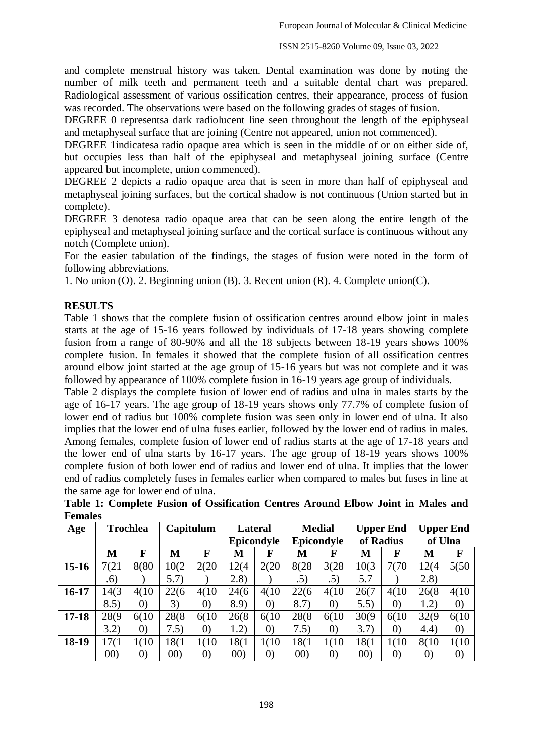and complete menstrual history was taken. Dental examination was done by noting the number of milk teeth and permanent teeth and a suitable dental chart was prepared. Radiological assessment of various ossification centres, their appearance, process of fusion was recorded. The observations were based on the following grades of stages of fusion.

DEGREE 0 representsa dark radiolucent line seen throughout the length of the epiphyseal and metaphyseal surface that are joining (Centre not appeared, union not commenced).

DEGREE 1indicatesa radio opaque area which is seen in the middle of or on either side of, but occupies less than half of the epiphyseal and metaphyseal joining surface (Centre appeared but incomplete, union commenced).

DEGREE 2 depicts a radio opaque area that is seen in more than half of epiphyseal and metaphyseal joining surfaces, but the cortical shadow is not continuous (Union started but in complete).

DEGREE 3 denotesa radio opaque area that can be seen along the entire length of the epiphyseal and metaphyseal joining surface and the cortical surface is continuous without any notch (Complete union).

For the easier tabulation of the findings, the stages of fusion were noted in the form of following abbreviations.

1. No union (O). 2. Beginning union (B). 3. Recent union (R). 4. Complete union(C).

**RESULTS**

Table 1 shows that the complete fusion of ossification centres around elbow joint in males starts at the age of 15-16 years followed by individuals of 17-18 years showing complete fusion from a range of 80-90% and all the 18 subjects between 18-19 years shows 100% complete fusion. In females it showed that the complete fusion of all ossification centres around elbow joint started at the age group of 15-16 years but was not complete and it was followed by appearance of 100% complete fusion in 16-19 years age group of individuals.

Table 2 displays the complete fusion of lower end of radius and ulna in males starts by the age of 16-17 years. The age group of 18-19 years shows only 77.7% of complete fusion of lower end of radius but 100% complete fusion was seen only in lower end of ulna. It also implies that the lower end of ulna fuses earlier, followed by the lower end of radius in males. Among females, complete fusion of lower end of radius starts at the age of 17-18 years and the lower end of ulna starts by 16-17 years. The age group of 18-19 years shows 100% complete fusion of both lower end of radius and lower end of ulna. It implies that the lower end of radius completely fuses in females earlier when compared to males but fuses in line at the same age for lower end of ulna.

**Table 1: Complete Fusion of Ossification Centres Around Elbow Joint in Males and Females**

| Age | Trochlea | | Capitulum | | Lateral Epicondyle | | Medial Epicondyle | | Upper End of Radius | | Upper End of Ulna | |
|---|---|---|---|---|---|---|---|---|---|---|---|---|
| | M | F | M | F | M | F | M | F | M | F | M | F |
| **15-16** | 7(21.6) | 8(80) | 10(25.7) | 2(20) | 12(42.8) | 2(20) | 8(28.5) | 3(28.5) | 10(35.7 | 7(70) | 12(42.8) | 5(50 |
| **16-17** | 14(38.5) | 4(100) | 22(63) | 4(100) | 24(68.9) | 4(100) | 22(68.7) | 4(100) | 26(75.5) | 4(100) | 26(81.2) | 4(100) |
| **17-18** | 28(93.2) | 6(100) | 28(87.5) | 6(100) | 26(81.2) | 6(100) | 28(87.5) | 6(100) | 30(93.7) | 6(100) | 32(94.4) | 6(100) |
| **18-19** | 17(100) | 1(100) | 18(100) | 1(100) | 18(100) | 1(100) | 18(100) | 1(100) | 18(100) | 1(100) | 8(100) | 1(100) |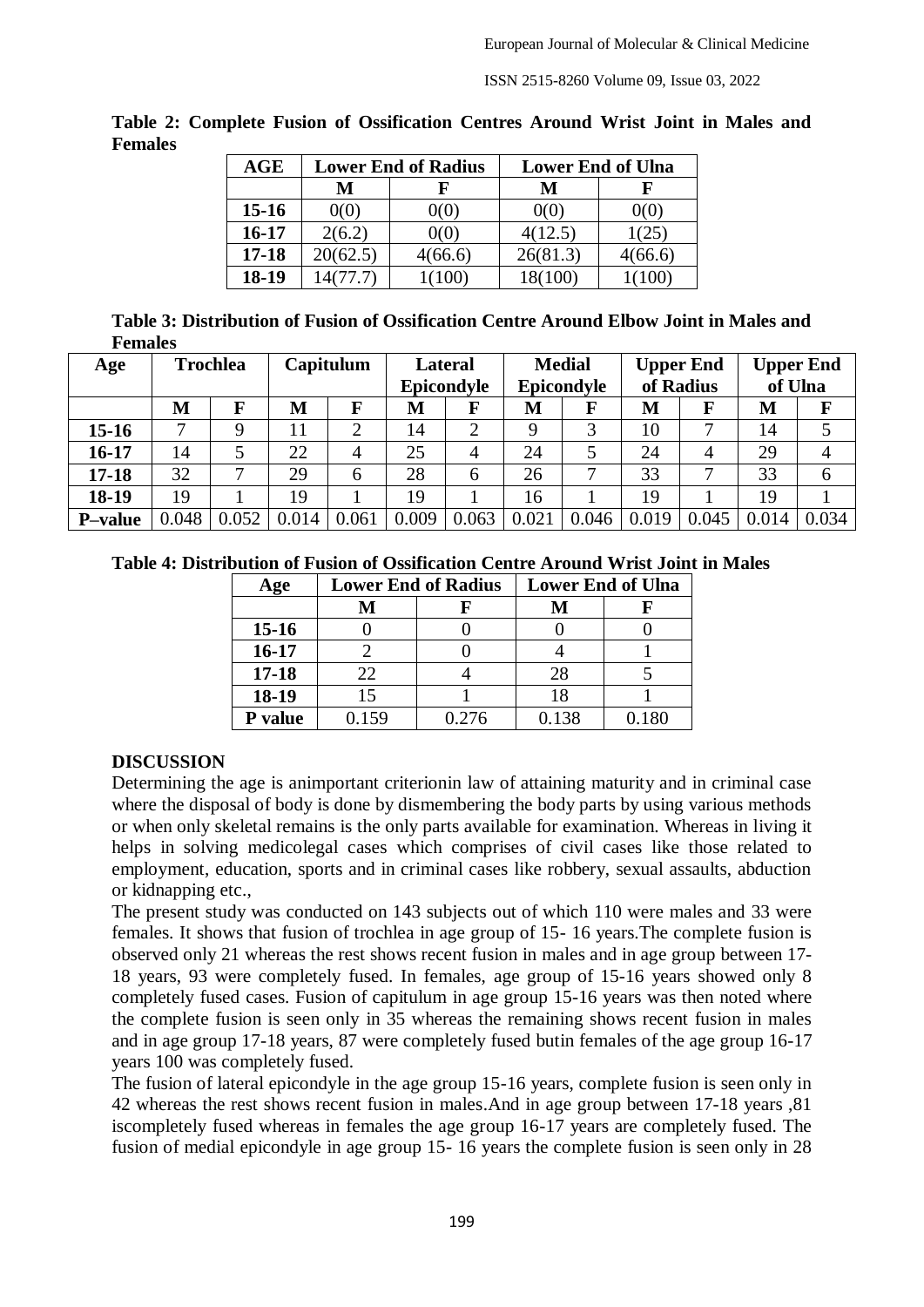**Table 2: Complete Fusion of Ossification Centres Around Wrist Joint in Males and Females**

| AGE | Lower End of Radius | | Lower End of Ulna | |
|---|---|---|---|---|
| | M | F | M | F |
| 15-16 | 0(0) | 0(0) | 0(0) | 0(0) |
| 16-17 | 2(6.2) | 0(0) | 4(12.5) | 1(25) |
| 17-18 | 20(62.5) | 4(66.6) | 26(81.3) | 4(66.6) |
| 18-19 | 14(77.7) | 1(100) | 18(100) | 1(100) |

**Table 3: Distribution of Fusion of Ossification Centre Around Elbow Joint in Males and Females**

| Age | Trochlea | | Capitulum | | Lateral Epicondyle | | Medial Epicondyle | | Upper End of Radius | | Upper End of Ulna | |
|---|---|---|---|---|---|---|---|---|---|---|---|---|
| | M | F | M | F | M | F | M | F | M | F | M | F |
| 15-16 | 7 | 9 | 11 | 2 | 14 | 2 | 9 | 3 | 10 | 7 | 14 | 5 |
| 16-17 | 14 | 5 | 22 | 4 | 25 | 4 | 24 | 5 | 24 | 4 | 29 | 4 |
| 17-18 | 32 | 7 | 29 | 6 | 28 | 6 | 26 | 7 | 33 | 7 | 33 | 6 |
| 18-19 | 19 | 1 | 19 | 1 | 19 | 1 | 16 | 1 | 19 | 1 | 19 | 1 |
| P–value | 0.048 | 0.052 | 0.014 | 0.061 | 0.009 | 0.063 | 0.021 | 0.046 | 0.019 | 0.045 | 0.014 | 0.034 |

**Table 4: Distribution of Fusion of Ossification Centre Around Wrist Joint in Males**

| Age | Lower End of Radius | | Lower End of Ulna | |
|---|---|---|---|---|
| | M | F | M | F |
| 15-16 | 0 | 0 | 0 | 0 |
| 16-17 | 2 | 0 | 4 | 1 |
| 17-18 | 22 | 4 | 28 | 5 |
| 18-19 | 15 | 1 | 18 | 1 |
| P value | 0.159 | 0.276 | 0.138 | 0.180 |

## DISCUSSION

Determining the age is animportant criterionin law of attaining maturity and in criminal case where the disposal of body is done by dismembering the body parts by using various methods or when only skeletal remains is the only parts available for examination. Whereas in living it helps in solving medicolegal cases which comprises of civil cases like those related to employment, education, sports and in criminal cases like robbery, sexual assaults, abduction or kidnapping etc.,

The present study was conducted on 143 subjects out of which 110 were males and 33 were females. It shows that fusion of trochlea in age group of 15- 16 years.The complete fusion is observed only 21 whereas the rest shows recent fusion in males and in age group between 17-18 years, 93 were completely fused. In females, age group of 15-16 years showed only 8 completely fused cases. Fusion of capitulum in age group 15-16 years was then noted where the complete fusion is seen only in 35 whereas the remaining shows recent fusion in males and in age group 17-18 years, 87 were completely fused butin females of the age group 16-17 years 100 was completely fused.

The fusion of lateral epicondyle in the age group 15-16 years, complete fusion is seen only in 42 whereas the rest shows recent fusion in males.And in age group between 17-18 years ,81 iscompletely fused whereas in females the age group 16-17 years are completely fused. The fusion of medial epicondyle in age group 15- 16 years the complete fusion is seen only in 28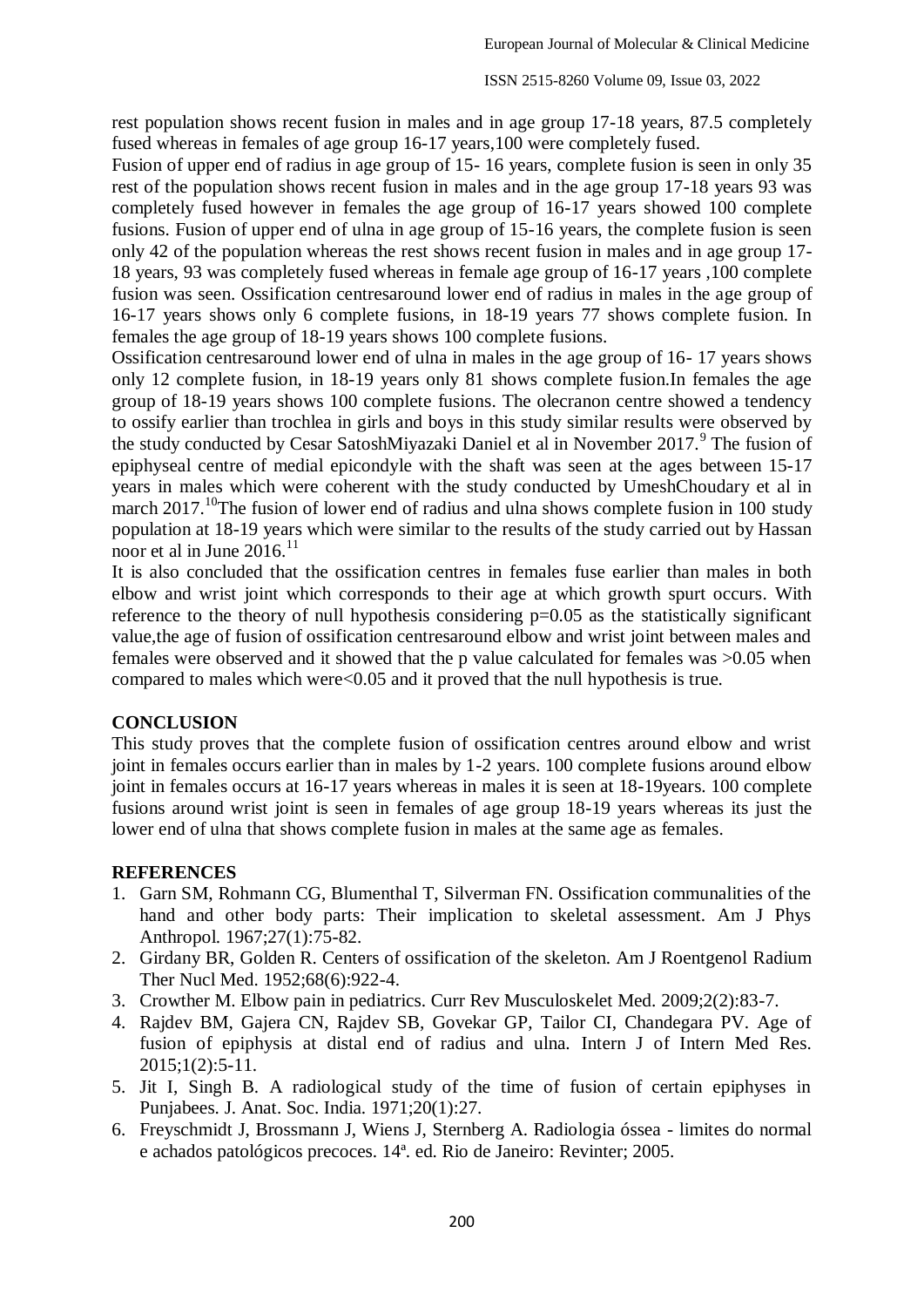rest population shows recent fusion in males and in age group 17-18 years, 87.5 completely fused whereas in females of age group 16-17 years,100 were completely fused.

Fusion of upper end of radius in age group of 15- 16 years, complete fusion is seen in only 35 rest of the population shows recent fusion in males and in the age group 17-18 years 93 was completely fused however in females the age group of 16-17 years showed 100 complete fusions. Fusion of upper end of ulna in age group of 15-16 years, the complete fusion is seen only 42 of the population whereas the rest shows recent fusion in males and in age group 17-18 years, 93 was completely fused whereas in female age group of 16-17 years ,100 complete fusion was seen. Ossification centresaround lower end of radius in males in the age group of 16-17 years shows only 6 complete fusions, in 18-19 years 77 shows complete fusion. In females the age group of 18-19 years shows 100 complete fusions.

Ossification centresaround lower end of ulna in males in the age group of 16- 17 years shows only 12 complete fusion, in 18-19 years only 81 shows complete fusion.In females the age group of 18-19 years shows 100 complete fusions. The olecranon centre showed a tendency to ossify earlier than trochlea in girls and boys in this study similar results were observed by the study conducted by Cesar SatoshMiyazaki Daniel et al in November 2017.[9] The fusion of epiphyseal centre of medial epicondyle with the shaft was seen at the ages between 15-17 years in males which were coherent with the study conducted by UmeshChoudary et al in march 2017.[10]The fusion of lower end of radius and ulna shows complete fusion in 100 study population at 18-19 years which were similar to the results of the study carried out by Hassan noor et al in June 2016.[11]

It is also concluded that the ossification centres in females fuse earlier than males in both elbow and wrist joint which corresponds to their age at which growth spurt occurs. With reference to the theory of null hypothesis considering $p=0.05$ as the statistically significant value,the age of fusion of ossification centresaround elbow and wrist joint between males and females were observed and it showed that the p value calculated for females was $>0.05$ when compared to males which were$<0.05$ and it proved that the null hypothesis is true.

## CONCLUSION

This study proves that the complete fusion of ossification centres around elbow and wrist joint in females occurs earlier than in males by 1-2 years. 100 complete fusions around elbow joint in females occurs at 16-17 years whereas in males it is seen at 18-19years. 100 complete fusions around wrist joint is seen in females of age group 18-19 years whereas its just the lower end of ulna that shows complete fusion in males at the same age as females.

## REFERENCES

1. Garn SM, Rohmann CG, Blumenthal T, Silverman FN. Ossification communalities of the hand and other body parts: Their implication to skeletal assessment. Am J Phys Anthropol. 1967;27(1):75-82.
2. Girdany BR, Golden R. Centers of ossification of the skeleton. Am J Roentgenol Radium Ther Nucl Med. 1952;68(6):922-4.
3. Crowther M. Elbow pain in pediatrics. Curr Rev Musculoskelet Med. 2009;2(2):83-7.
4. Rajdev BM, Gajera CN, Rajdev SB, Govekar GP, Tailor CI, Chandegara PV. Age of fusion of epiphysis at distal end of radius and ulna. Intern J of Intern Med Res. 2015;1(2):5-11.
5. Jit I, Singh B. A radiological study of the time of fusion of certain epiphyses in Punjabees. J. Anat. Soc. India. 1971;20(1):27.
6. Freyschmidt J, Brossmann J, Wiens J, Sternberg A. Radiologia óssea - limites do normal e achados patológicos precoces. 14ª. ed. Rio de Janeiro: Revinter; 2005.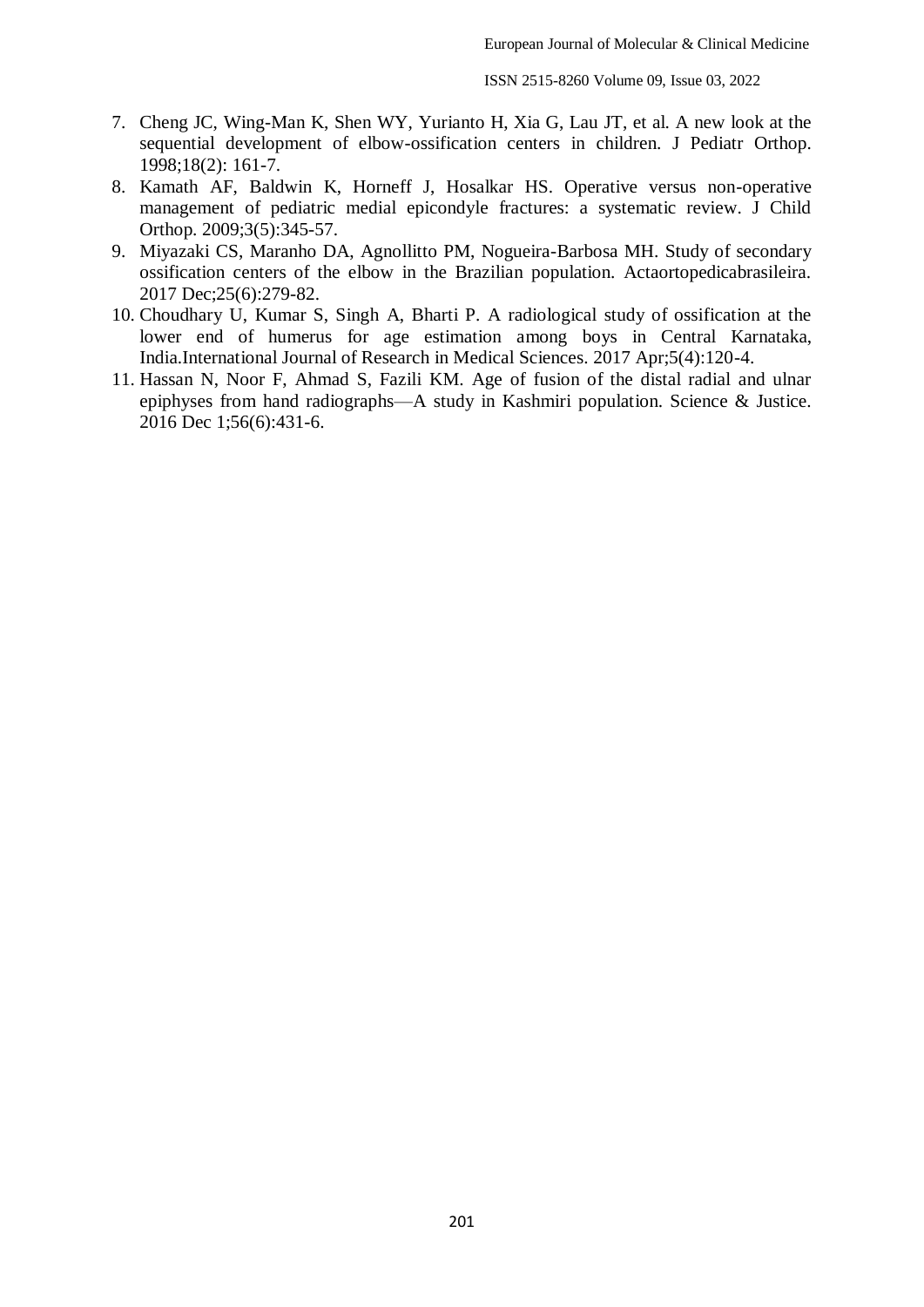7. Cheng JC, Wing-Man K, Shen WY, Yurianto H, Xia G, Lau JT, et al. A new look at the sequential development of elbow-ossification centers in children. J Pediatr Orthop. 1998;18(2): 161-7.
8. Kamath AF, Baldwin K, Horneff J, Hosalkar HS. Operative versus non-operative management of pediatric medial epicondyle fractures: a systematic review. J Child Orthop. 2009;3(5):345-57.
9. Miyazaki CS, Maranho DA, Agnollitto PM, Nogueira-Barbosa MH. Study of secondary ossification centers of the elbow in the Brazilian population. Actaortopedicabrasileira. 2017 Dec;25(6):279-82.
10. Choudhary U, Kumar S, Singh A, Bharti P. A radiological study of ossification at the lower end of humerus for age estimation among boys in Central Karnataka, India.International Journal of Research in Medical Sciences. 2017 Apr;5(4):120-4.
11. Hassan N, Noor F, Ahmad S, Fazili KM. Age of fusion of the distal radial and ulnar epiphyses from hand radiographs—A study in Kashmiri population. Science & Justice. 2016 Dec 1;56(6):431-6.